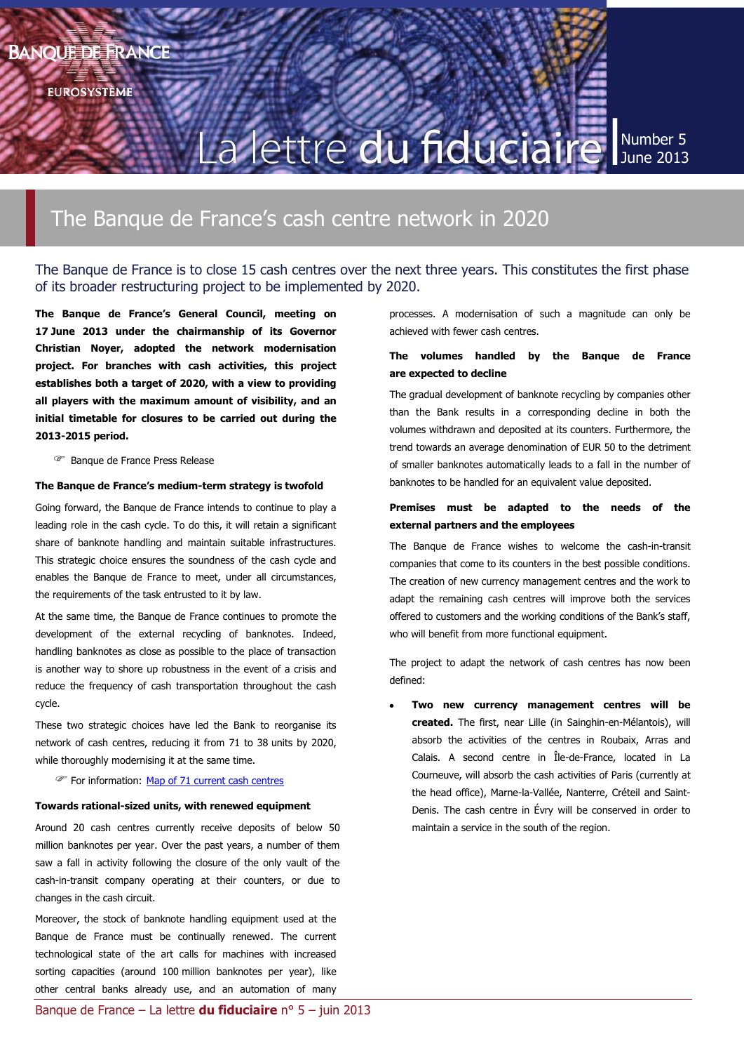# La lettre du fiduciaire

Number 5
June 2013

## The Banque de France's cash centre network in 2020

The Banque de France is to close 15 cash centres over the next three years. This constitutes the first phase of its broader restructuring project to be implemented by 2020.

**The Banque de France's General Council, meeting on 17 June 2013 under the chairmanship of its Governor Christian Noyer, adopted the network modernisation project. For branches with cash activities, this project establishes both a target of 2020, with a view to providing all players with the maximum amount of visibility, and an initial timetable for closures to be carried out during the 2013-2015 period.**

☞ Banque de France Press Release

### The Banque de France's medium-term strategy is twofold

Going forward, the Banque de France intends to continue to play a leading role in the cash cycle. To do this, it will retain a significant share of banknote handling and maintain suitable infrastructures. This strategic choice ensures the soundness of the cash cycle and enables the Banque de France to meet, under all circumstances, the requirements of the task entrusted to it by law.

At the same time, the Banque de France continues to promote the development of the external recycling of banknotes. Indeed, handling banknotes as close as possible to the place of transaction is another way to shore up robustness in the event of a crisis and reduce the frequency of cash transportation throughout the cash cycle.

These two strategic choices have led the Bank to reorganise its network of cash centres, reducing it from 71 to 38 units by 2020, while thoroughly modernising it at the same time.

☞ For information: [Map of 71 current cash centres]

### Towards rational-sized units, with renewed equipment

Around 20 cash centres currently receive deposits of below 50 million banknotes per year. Over the past years, a number of them saw a fall in activity following the closure of the only vault of the cash-in-transit company operating at their counters, or due to changes in the cash circuit.

Moreover, the stock of banknote handling equipment used at the Banque de France must be continually renewed. The current technological state of the art calls for machines with increased sorting capacities (around 100 million banknotes per year), like other central banks already use, and an automation of many processes. A modernisation of such a magnitude can only be achieved with fewer cash centres.

### The volumes handled by the Banque de France are expected to decline

The gradual development of banknote recycling by companies other than the Bank results in a corresponding decline in both the volumes withdrawn and deposited at its counters. Furthermore, the trend towards an average denomination of EUR 50 to the detriment of smaller banknotes automatically leads to a fall in the number of banknotes to be handled for an equivalent value deposited.

### Premises must be adapted to the needs of the external partners and the employees

The Banque de France wishes to welcome the cash-in-transit companies that come to its counters in the best possible conditions. The creation of new currency management centres and the work to adapt the remaining cash centres will improve both the services offered to customers and the working conditions of the Bank's staff, who will benefit from more functional equipment.

The project to adapt the network of cash centres has now been defined:

- **Two new currency management centres will be created.** The first, near Lille (in Sainghin-en-Mélantois), will absorb the activities of the centres in Roubaix, Arras and Calais. A second centre in Île-de-France, located in La Courneuve, will absorb the cash activities of Paris (currently at the head office), Marne-la-Vallée, Nanterre, Créteil and Saint-Denis. The cash centre in Évry will be conserved in order to maintain a service in the south of the region.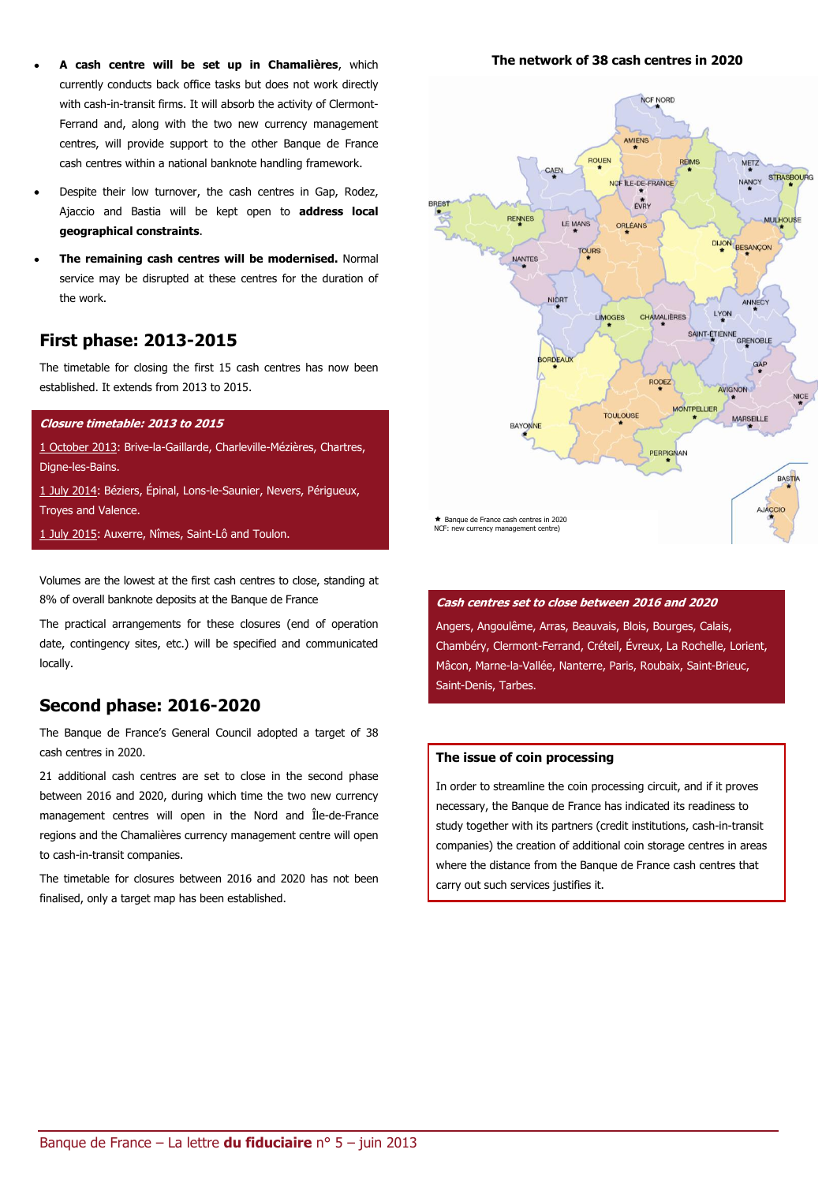- **A cash centre will be set up in Chamalières**, which currently conducts back office tasks but does not work directly with cash-in-transit firms. It will absorb the activity of Clermont-Ferrand and, along with the two new currency management centres, will provide support to the other Banque de France cash centres within a national banknote handling framework.
- Despite their low turnover, the cash centres in Gap, Rodez, Ajaccio and Bastia will be kept open to **address local geographical constraints**.
- **The remaining cash centres will be modernised.** Normal service may be disrupted at these centres for the duration of the work.

## First phase: 2013-2015

The timetable for closing the first 15 cash centres has now been established. It extends from 2013 to 2015.

***Closure timetable: 2013 to 2015***

1 October 2013: Brive-la-Gaillarde, Charleville-Mézières, Chartres, Digne-les-Bains.

1 July 2014: Béziers, Épinal, Lons-le-Saunier, Nevers, Périgueux, Troyes and Valence.

1 July 2015: Auxerre, Nîmes, Saint-Lô and Toulon.

Volumes are the lowest at the first cash centres to close, standing at 8% of overall banknote deposits at the Banque de France

The practical arrangements for these closures (end of operation date, contingency sites, etc.) will be specified and communicated locally.

## Second phase: 2016-2020

The Banque de France's General Council adopted a target of 38 cash centres in 2020.

21 additional cash centres are set to close in the second phase between 2016 and 2020, during which time the two new currency management centres will open in the Nord and Île-de-France regions and the Chamalières currency management centre will open to cash-in-transit companies.

The timetable for closures between 2016 and 2020 has not been finalised, only a target map has been established.

**The network of 38 cash centres in 2020**

NCF NORD, AMIENS, ROUEN, CAEN, REIMS, METZ, STRASBOURG, NANCY, NCF ÎLE-DE-FRANCE, ÉVRY, BREST, RENNES, LE MANS, ORLÉANS, MULHOUSE, DIJON, BESANÇON, TOURS, NANTES, NIORT, ANNECY, LIMOGES, CHAMALIÈRES, LYON, SAINT-ÉTIENNE, GRENOBLE, BORDEAUX, GAP, RODEZ, AVIGNON, NICE, MONTPELLIER, MARSEILLE, TOULOUSE, BAYONNE, PERPIGNAN, BASTIA, AJACCIO

★ Banque de France cash centres in 2020
NCF: new currency management centre)

***Cash centres set to close between 2016 and 2020***

Angers, Angoulême, Arras, Beauvais, Blois, Bourges, Calais, Chambéry, Clermont-Ferrand, Créteil, Évreux, La Rochelle, Lorient, Mâcon, Marne-la-Vallée, Nanterre, Paris, Roubaix, Saint-Brieuc, Saint-Denis, Tarbes.

**The issue of coin processing**

In order to streamline the coin processing circuit, and if it proves necessary, the Banque de France has indicated its readiness to study together with its partners (credit institutions, cash-in-transit companies) the creation of additional coin storage centres in areas where the distance from the Banque de France cash centres that carry out such services justifies it.